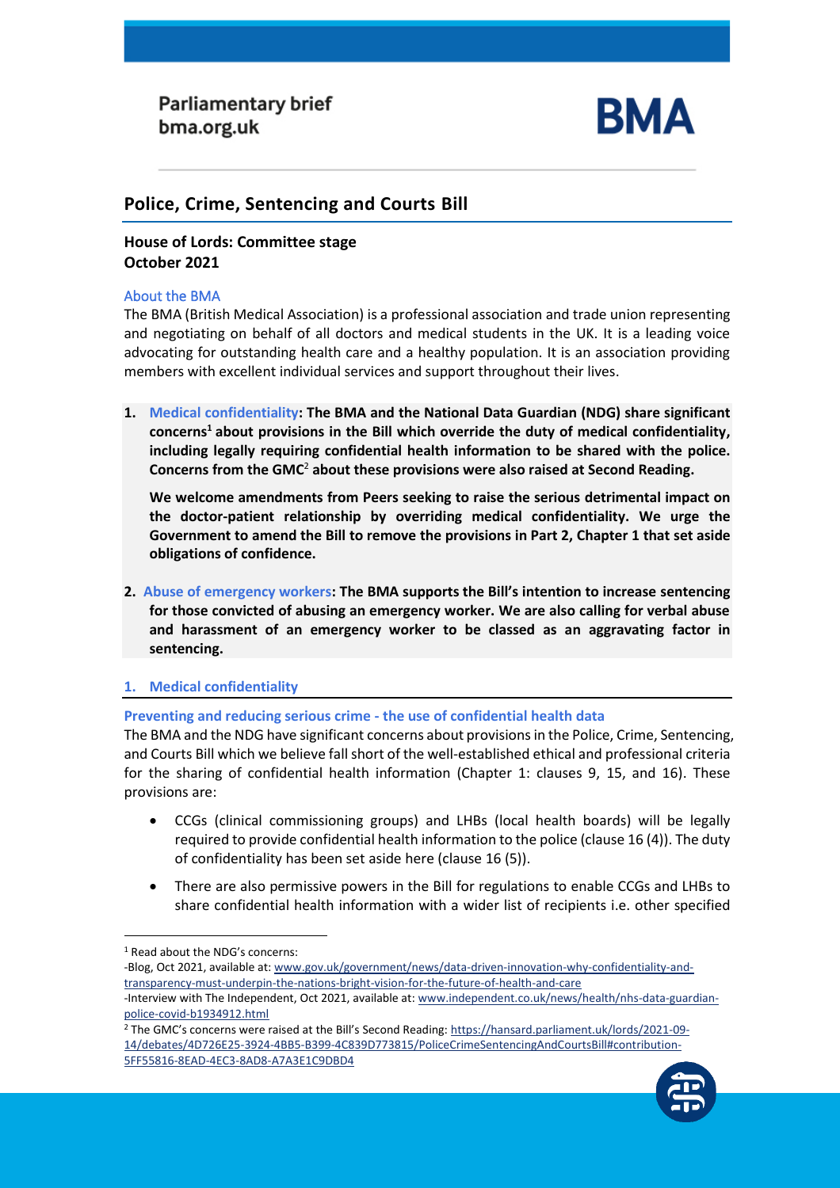Parliamentary brief
bma.org.uk

BMA

# Police, Crime, Sentencing and Courts Bill

**House of Lords: Committee stage**
**October 2021**

## About the BMA

The BMA (British Medical Association) is a professional association and trade union representing and negotiating on behalf of all doctors and medical students in the UK. It is a leading voice advocating for outstanding health care and a healthy population. It is an association providing members with excellent individual services and support throughout their lives.

1. **Medical confidentiality: The BMA and the National Data Guardian (NDG) share significant concerns[1] about provisions in the Bill which override the duty of medical confidentiality, including legally requiring confidential health information to be shared with the police. Concerns from the GMC[2] about these provisions were also raised at Second Reading.**

   **We welcome amendments from Peers seeking to raise the serious detrimental impact on the doctor-patient relationship by overriding medical confidentiality. We urge the Government to amend the Bill to remove the provisions in Part 2, Chapter 1 that set aside obligations of confidence.**

2. **Abuse of emergency workers: The BMA supports the Bill's intention to increase sentencing for those convicted of abusing an emergency worker. We are also calling for verbal abuse and harassment of an emergency worker to be classed as an aggravating factor in sentencing.**

## 1. Medical confidentiality

### Preventing and reducing serious crime - the use of confidential health data

The BMA and the NDG have significant concerns about provisions in the Police, Crime, Sentencing, and Courts Bill which we believe fall short of the well-established ethical and professional criteria for the sharing of confidential health information (Chapter 1: clauses 9, 15, and 16). These provisions are:

- CCGs (clinical commissioning groups) and LHBs (local health boards) will be legally required to provide confidential health information to the police (clause 16 (4)). The duty of confidentiality has been set aside here (clause 16 (5)).
- There are also permissive powers in the Bill for regulations to enable CCGs and LHBs to share confidential health information with a wider list of recipients i.e. other specified

---

[1] Read about the NDG's concerns:
-Blog, Oct 2021, available at: www.gov.uk/government/news/data-driven-innovation-why-confidentiality-and-transparency-must-underpin-the-nations-bright-vision-for-the-future-of-health-and-care
-Interview with The Independent, Oct 2021, available at: www.independent.co.uk/news/health/nhs-data-guardian-police-covid-b1934912.html

[2] The GMC's concerns were raised at the Bill's Second Reading: https://hansard.parliament.uk/lords/2021-09-14/debates/4D726E25-3924-4BB5-B399-4C839D773815/PoliceCrimeSentencingAndCourtsBill#contribution-5FF55816-8EAD-4EC3-8AD8-A7A3E1C9DBD4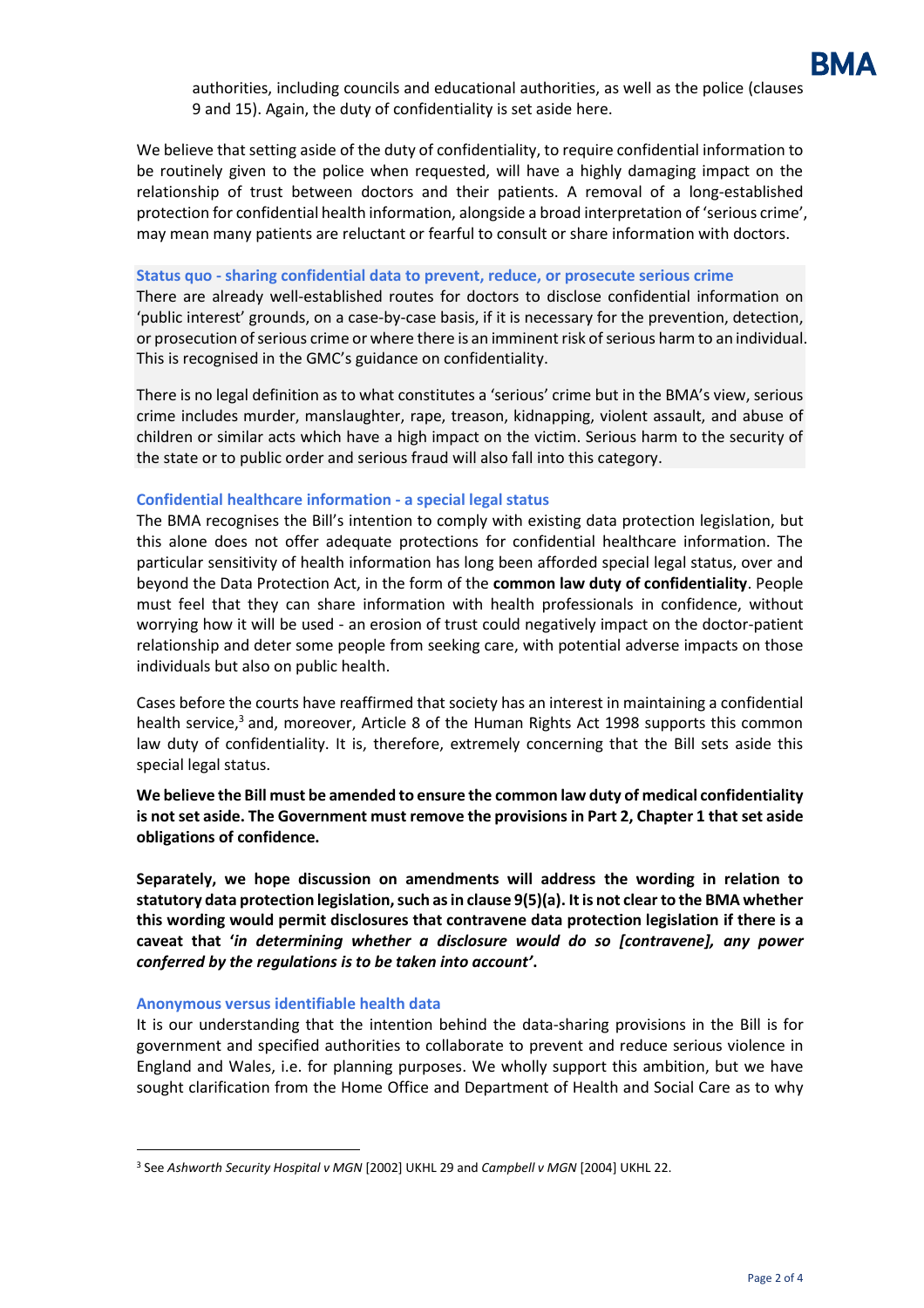authorities, including councils and educational authorities, as well as the police (clauses 9 and 15). Again, the duty of confidentiality is set aside here.

We believe that setting aside of the duty of confidentiality, to require confidential information to be routinely given to the police when requested, will have a highly damaging impact on the relationship of trust between doctors and their patients. A removal of a long-established protection for confidential health information, alongside a broad interpretation of 'serious crime', may mean many patients are reluctant or fearful to consult or share information with doctors.

### Status quo - sharing confidential data to prevent, reduce, or prosecute serious crime

There are already well-established routes for doctors to disclose confidential information on 'public interest' grounds, on a case-by-case basis, if it is necessary for the prevention, detection, or prosecution of serious crime or where there is an imminent risk of serious harm to an individual. This is recognised in the GMC's guidance on confidentiality.

There is no legal definition as to what constitutes a 'serious' crime but in the BMA's view, serious crime includes murder, manslaughter, rape, treason, kidnapping, violent assault, and abuse of children or similar acts which have a high impact on the victim. Serious harm to the security of the state or to public order and serious fraud will also fall into this category.

### Confidential healthcare information - a special legal status

The BMA recognises the Bill's intention to comply with existing data protection legislation, but this alone does not offer adequate protections for confidential healthcare information. The particular sensitivity of health information has long been afforded special legal status, over and beyond the Data Protection Act, in the form of the **common law duty of confidentiality**. People must feel that they can share information with health professionals in confidence, without worrying how it will be used - an erosion of trust could negatively impact on the doctor-patient relationship and deter some people from seeking care, with potential adverse impacts on those individuals but also on public health.

Cases before the courts have reaffirmed that society has an interest in maintaining a confidential health service,[3] and, moreover, Article 8 of the Human Rights Act 1998 supports this common law duty of confidentiality. It is, therefore, extremely concerning that the Bill sets aside this special legal status.

**We believe the Bill must be amended to ensure the common law duty of medical confidentiality is not set aside. The Government must remove the provisions in Part 2, Chapter 1 that set aside obligations of confidence.**

**Separately, we hope discussion on amendments will address the wording in relation to statutory data protection legislation, such as in clause 9(5)(a). It is not clear to the BMA whether this wording would permit disclosures that contravene data protection legislation if there is a caveat that '*in determining whether a disclosure would do so [contravene], any power conferred by the regulations is to be taken into account*'.**

### Anonymous versus identifiable health data

It is our understanding that the intention behind the data-sharing provisions in the Bill is for government and specified authorities to collaborate to prevent and reduce serious violence in England and Wales, i.e. for planning purposes. We wholly support this ambition, but we have sought clarification from the Home Office and Department of Health and Social Care as to why

[3] See *Ashworth Security Hospital v MGN* [2002] UKHL 29 and *Campbell v MGN* [2004] UKHL 22.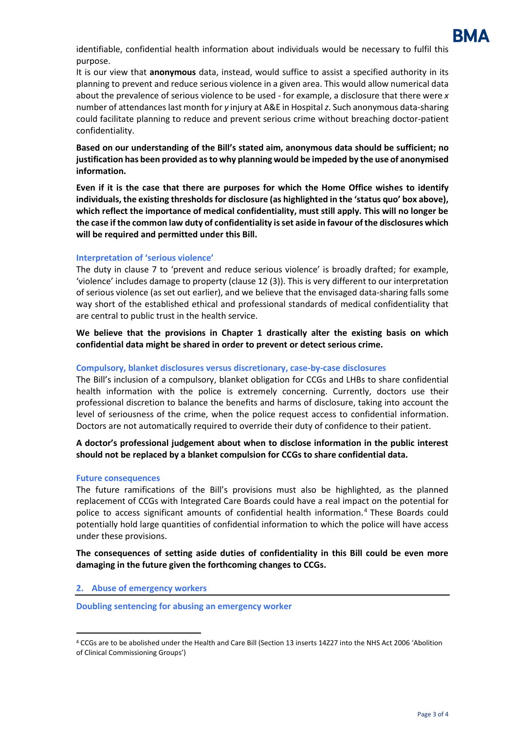identifiable, confidential health information about individuals would be necessary to fulfil this purpose.

It is our view that **anonymous** data, instead, would suffice to assist a specified authority in its planning to prevent and reduce serious violence in a given area. This would allow numerical data about the prevalence of serious violence to be used - for example, a disclosure that there were *x* number of attendances last month for *y* injury at A&E in Hospital *z*. Such anonymous data-sharing could facilitate planning to reduce and prevent serious crime without breaching doctor-patient confidentiality.

**Based on our understanding of the Bill's stated aim, anonymous data should be sufficient; no justification has been provided as to why planning would be impeded by the use of anonymised information.**

**Even if it is the case that there are purposes for which the Home Office wishes to identify individuals, the existing thresholds for disclosure (as highlighted in the 'status quo' box above), which reflect the importance of medical confidentiality, must still apply. This will no longer be the case if the common law duty of confidentiality is set aside in favour of the disclosures which will be required and permitted under this Bill.**

### Interpretation of 'serious violence'

The duty in clause 7 to 'prevent and reduce serious violence' is broadly drafted; for example, 'violence' includes damage to property (clause 12 (3)). This is very different to our interpretation of serious violence (as set out earlier), and we believe that the envisaged data-sharing falls some way short of the established ethical and professional standards of medical confidentiality that are central to public trust in the health service.

**We believe that the provisions in Chapter 1 drastically alter the existing basis on which confidential data might be shared in order to prevent or detect serious crime.**

### Compulsory, blanket disclosures versus discretionary, case-by-case disclosures

The Bill's inclusion of a compulsory, blanket obligation for CCGs and LHBs to share confidential health information with the police is extremely concerning. Currently, doctors use their professional discretion to balance the benefits and harms of disclosure, taking into account the level of seriousness of the crime, when the police request access to confidential information. Doctors are not automatically required to override their duty of confidence to their patient.

**A doctor's professional judgement about when to disclose information in the public interest should not be replaced by a blanket compulsion for CCGs to share confidential data.**

### Future consequences

The future ramifications of the Bill's provisions must also be highlighted, as the planned replacement of CCGs with Integrated Care Boards could have a real impact on the potential for police to access significant amounts of confidential health information.[4] These Boards could potentially hold large quantities of confidential information to which the police will have access under these provisions.

**The consequences of setting aside duties of confidentiality in this Bill could be even more damaging in the future given the forthcoming changes to CCGs.**

## 2. Abuse of emergency workers

### Doubling sentencing for abusing an emergency worker

[4] CCGs are to be abolished under the Health and Care Bill (Section 13 inserts 14Z27 into the NHS Act 2006 'Abolition of Clinical Commissioning Groups')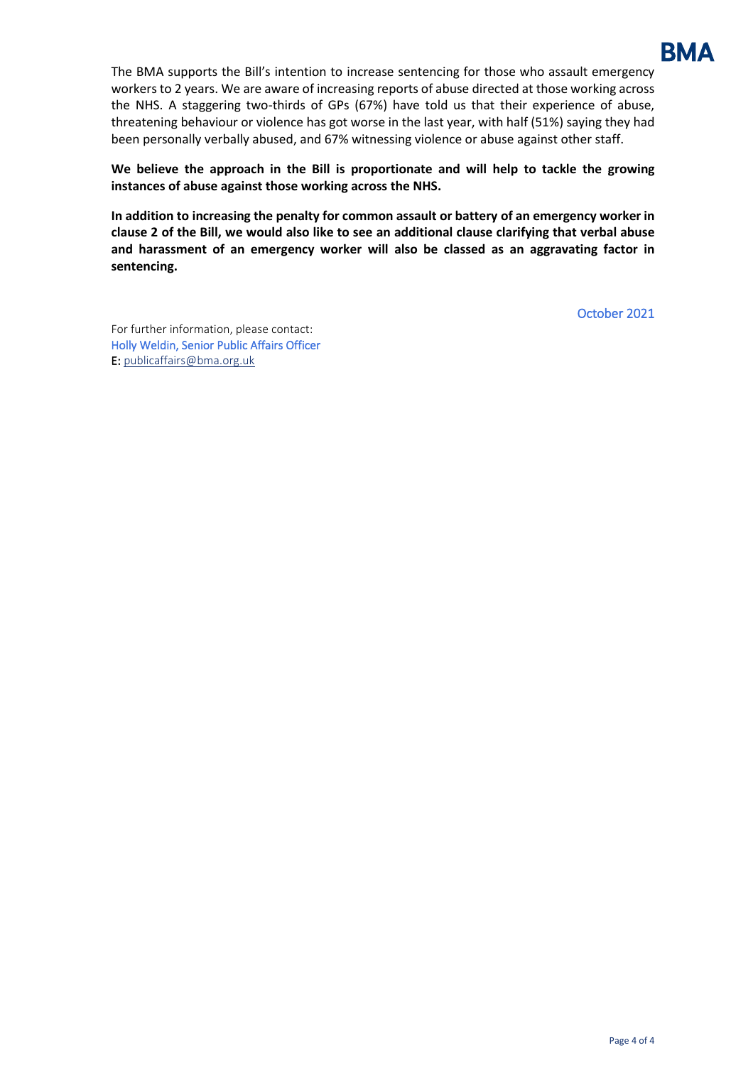The BMA supports the Bill's intention to increase sentencing for those who assault emergency workers to 2 years. We are aware of increasing reports of abuse directed at those working across the NHS. A staggering two-thirds of GPs (67%) have told us that their experience of abuse, threatening behaviour or violence has got worse in the last year, with half (51%) saying they had been personally verbally abused, and 67% witnessing violence or abuse against other staff.

**We believe the approach in the Bill is proportionate and will help to tackle the growing instances of abuse against those working across the NHS.**

**In addition to increasing the penalty for common assault or battery of an emergency worker in clause 2 of the Bill, we would also like to see an additional clause clarifying that verbal abuse and harassment of an emergency worker will also be classed as an aggravating factor in sentencing.**

October 2021

For further information, please contact:
Holly Weldin, Senior Public Affairs Officer
E: publicaffairs@bma.org.uk